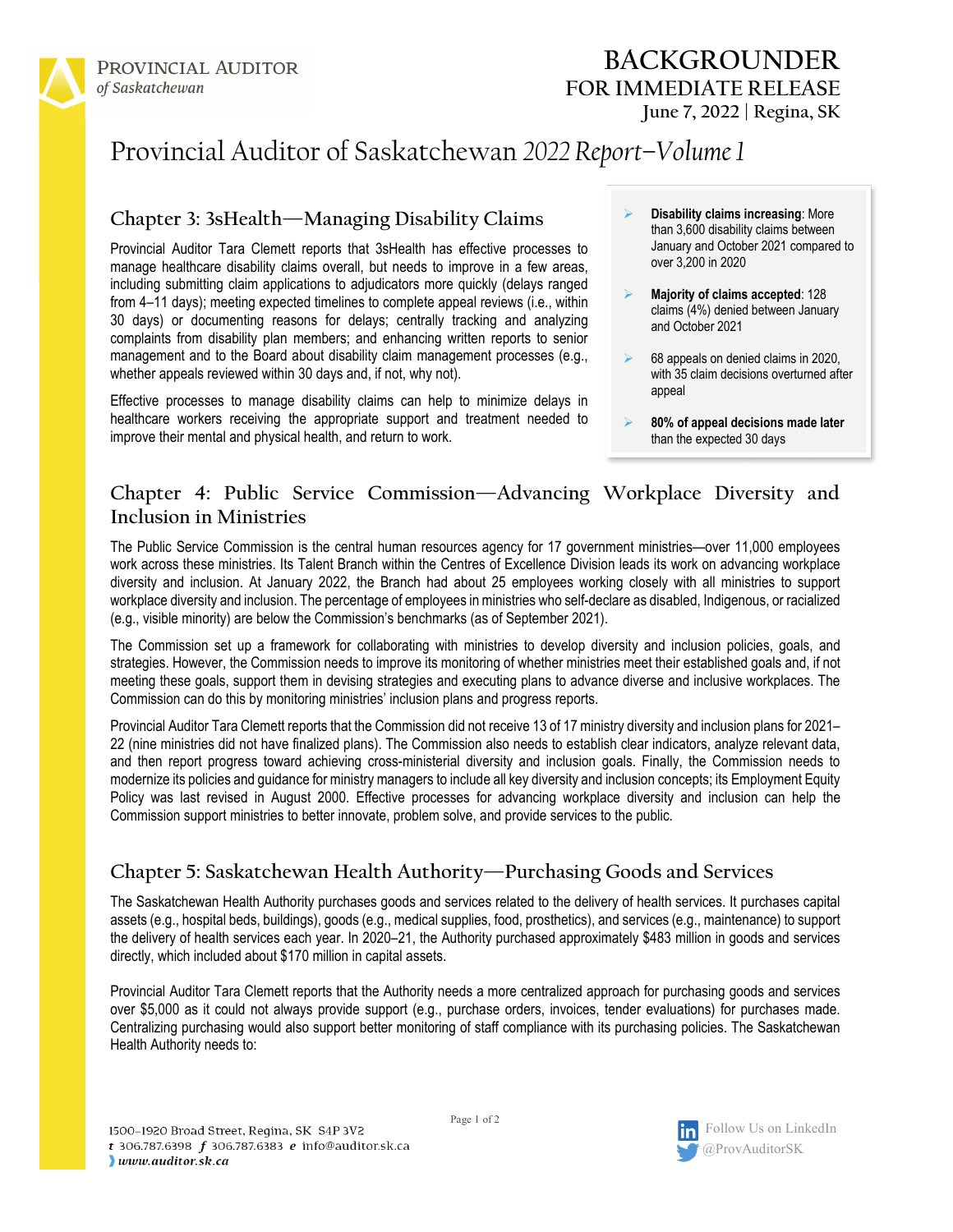Provincial Auditor *of Saskatchewan*

# BACKGROUNDER
## FOR IMMEDIATE RELEASE
**June 7, 2022 | Regina, SK**

# Provincial Auditor of Saskatchewan *2022 Report–Volume 1*

## Chapter 3: 3sHealth—Managing Disability Claims

Provincial Auditor Tara Clemett reports that 3sHealth has effective processes to manage healthcare disability claims overall, but needs to improve in a few areas, including submitting claim applications to adjudicators more quickly (delays ranged from 4–11 days); meeting expected timelines to complete appeal reviews (i.e., within 30 days) or documenting reasons for delays; centrally tracking and analyzing complaints from disability plan members; and enhancing written reports to senior management and to the Board about disability claim management processes (e.g., whether appeals reviewed within 30 days and, if not, why not).

Effective processes to manage disability claims can help to minimize delays in healthcare workers receiving the appropriate support and treatment needed to improve their mental and physical health, and return to work.

- **Disability claims increasing**: More than 3,600 disability claims between January and October 2021 compared to over 3,200 in 2020
- **Majority of claims accepted**: 128 claims (4%) denied between January and October 2021
- 68 appeals on denied claims in 2020, with 35 claim decisions overturned after appeal
- **80% of appeal decisions made later** than the expected 30 days

## Chapter 4: Public Service Commission—Advancing Workplace Diversity and Inclusion in Ministries

The Public Service Commission is the central human resources agency for 17 government ministries—over 11,000 employees work across these ministries. Its Talent Branch within the Centres of Excellence Division leads its work on advancing workplace diversity and inclusion. At January 2022, the Branch had about 25 employees working closely with all ministries to support workplace diversity and inclusion. The percentage of employees in ministries who self-declare as disabled, Indigenous, or racialized (e.g., visible minority) are below the Commission's benchmarks (as of September 2021).

The Commission set up a framework for collaborating with ministries to develop diversity and inclusion policies, goals, and strategies. However, the Commission needs to improve its monitoring of whether ministries meet their established goals and, if not meeting these goals, support them in devising strategies and executing plans to advance diverse and inclusive workplaces. The Commission can do this by monitoring ministries' inclusion plans and progress reports.

Provincial Auditor Tara Clemett reports that the Commission did not receive 13 of 17 ministry diversity and inclusion plans for 2021–22 (nine ministries did not have finalized plans). The Commission also needs to establish clear indicators, analyze relevant data, and then report progress toward achieving cross-ministerial diversity and inclusion goals. Finally, the Commission needs to modernize its policies and guidance for ministry managers to include all key diversity and inclusion concepts; its Employment Equity Policy was last revised in August 2000. Effective processes for advancing workplace diversity and inclusion can help the Commission support ministries to better innovate, problem solve, and provide services to the public.

## Chapter 5: Saskatchewan Health Authority—Purchasing Goods and Services

The Saskatchewan Health Authority purchases goods and services related to the delivery of health services. It purchases capital assets (e.g., hospital beds, buildings), goods (e.g., medical supplies, food, prosthetics), and services (e.g., maintenance) to support the delivery of health services each year. In 2020–21, the Authority purchased approximately $483 million in goods and services directly, which included about $170 million in capital assets.

Provincial Auditor Tara Clemett reports that the Authority needs a more centralized approach for purchasing goods and services over $5,000 as it could not always provide support (e.g., purchase orders, invoices, tender evaluations) for purchases made. Centralizing purchasing would also support better monitoring of staff compliance with its purchasing policies. The Saskatchewan Health Authority needs to:

1500–1920 Broad Street, Regina, SK S4P 3V2
*t* 306.787.6398 *f* 306.787.6383 *e* info@auditor.sk.ca
*www.auditor.sk.ca*

Follow Us on LinkedIn
@ProvAuditorSK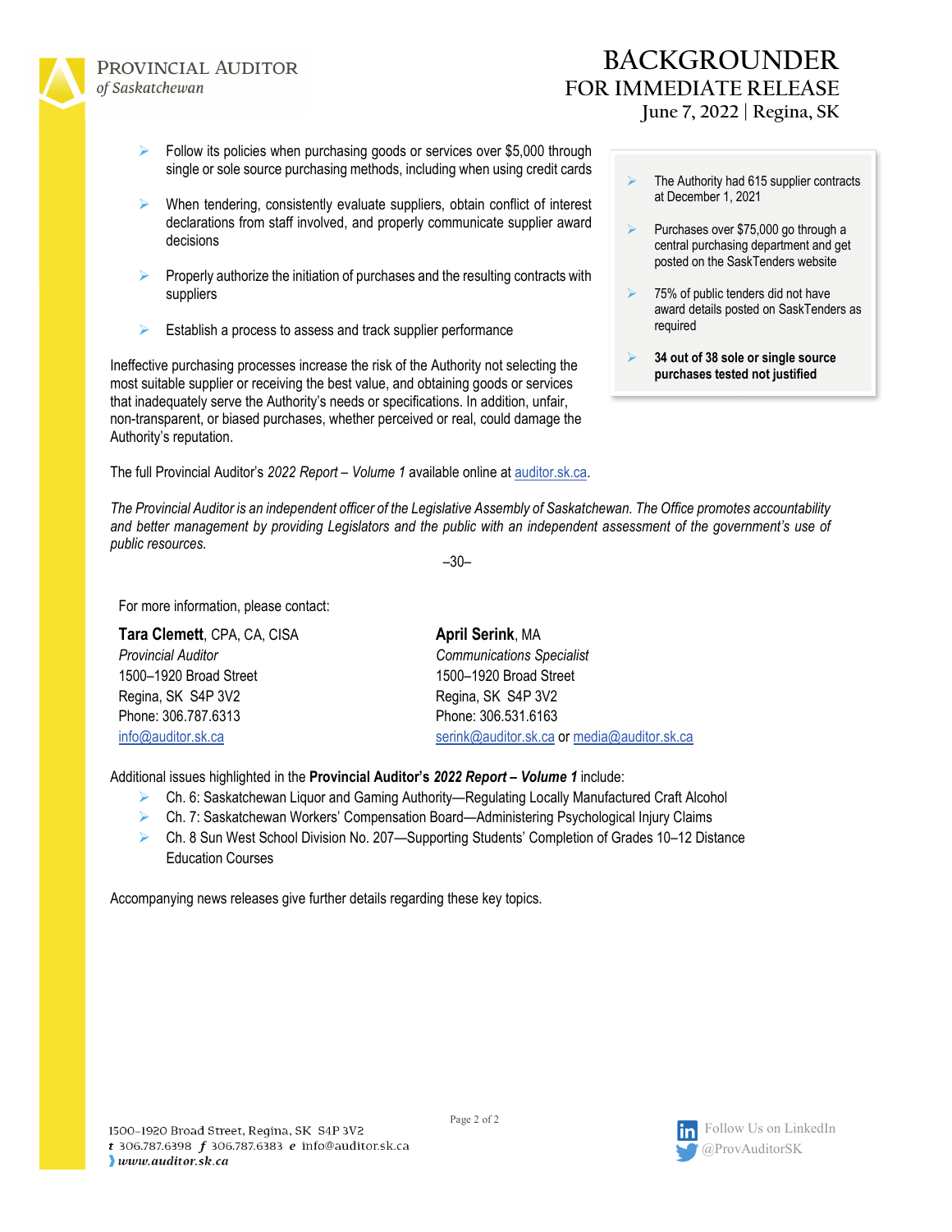- Follow its policies when purchasing goods or services over $5,000 through single or sole source purchasing methods, including when using credit cards
- When tendering, consistently evaluate suppliers, obtain conflict of interest declarations from staff involved, and properly communicate supplier award decisions
- Properly authorize the initiation of purchases and the resulting contracts with suppliers
- Establish a process to assess and track supplier performance

Ineffective purchasing processes increase the risk of the Authority not selecting the most suitable supplier or receiving the best value, and obtaining goods or services that inadequately serve the Authority's needs or specifications. In addition, unfair, non-transparent, or biased purchases, whether perceived or real, could damage the Authority's reputation.

- The Authority had 615 supplier contracts at December 1, 2021
- Purchases over $75,000 go through a central purchasing department and get posted on the SaskTenders website
- 75% of public tenders did not have award details posted on SaskTenders as required
- **34 out of 38 sole or single source purchases tested not justified**

The full Provincial Auditor's *2022 Report – Volume 1* available online at auditor.sk.ca.

*The Provincial Auditor is an independent officer of the Legislative Assembly of Saskatchewan. The Office promotes accountability and better management by providing Legislators and the public with an independent assessment of the government's use of public resources.*

–30–

For more information, please contact:

**Tara Clemett**, CPA, CA, CISA
*Provincial Auditor*
1500–1920 Broad Street
Regina, SK S4P 3V2
Phone: 306.787.6313
info@auditor.sk.ca

**April Serink**, MA
*Communications Specialist*
1500–1920 Broad Street
Regina, SK S4P 3V2
Phone: 306.531.6163
serink@auditor.sk.ca or media@auditor.sk.ca

Additional issues highlighted in the **Provincial Auditor's *2022 Report – Volume 1*** include:

- Ch. 6: Saskatchewan Liquor and Gaming Authority—Regulating Locally Manufactured Craft Alcohol
- Ch. 7: Saskatchewan Workers' Compensation Board—Administering Psychological Injury Claims
- Ch. 8 Sun West School Division No. 207—Supporting Students' Completion of Grades 10–12 Distance Education Courses

Accompanying news releases give further details regarding these key topics.